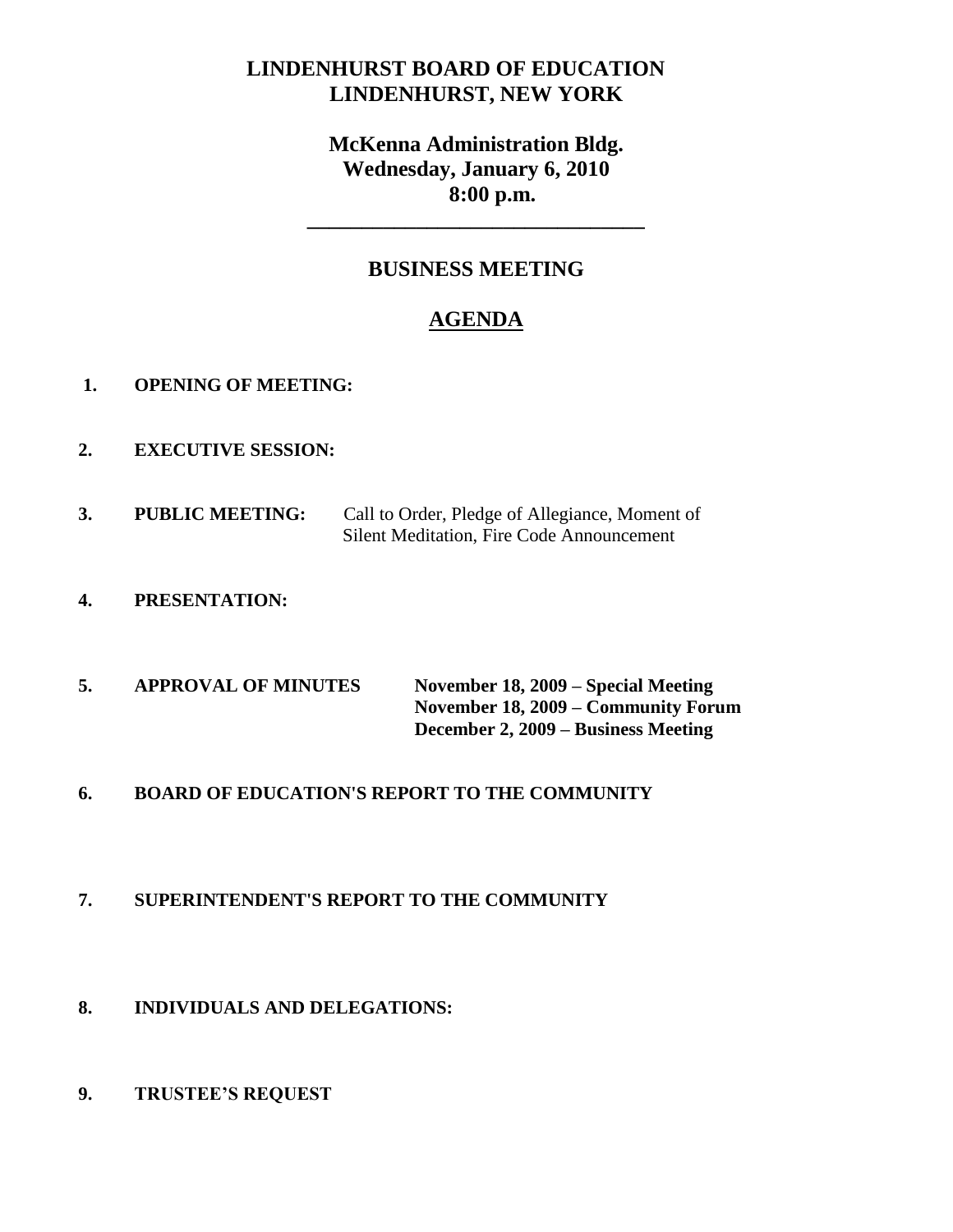**LINDENHURST BOARD OF EDUCATION**
**LINDENHURST, NEW YORK**

**McKenna Administration Bldg.**
**Wednesday, January 6, 2010**
**8:00 p.m.**

---

## BUSINESS MEETING

## AGENDA

1. **OPENING OF MEETING:**

2. **EXECUTIVE SESSION:**

3. **PUBLIC MEETING:** Call to Order, Pledge of Allegiance, Moment of Silent Meditation, Fire Code Announcement

4. **PRESENTATION:**

5. **APPROVAL OF MINUTES**
   - **November 18, 2009 – Special Meeting**
   - **November 18, 2009 – Community Forum**
   - **December 2, 2009 – Business Meeting**

6. **BOARD OF EDUCATION'S REPORT TO THE COMMUNITY**

7. **SUPERINTENDENT'S REPORT TO THE COMMUNITY**

8. **INDIVIDUALS AND DELEGATIONS:**

9. **TRUSTEE'S REQUEST**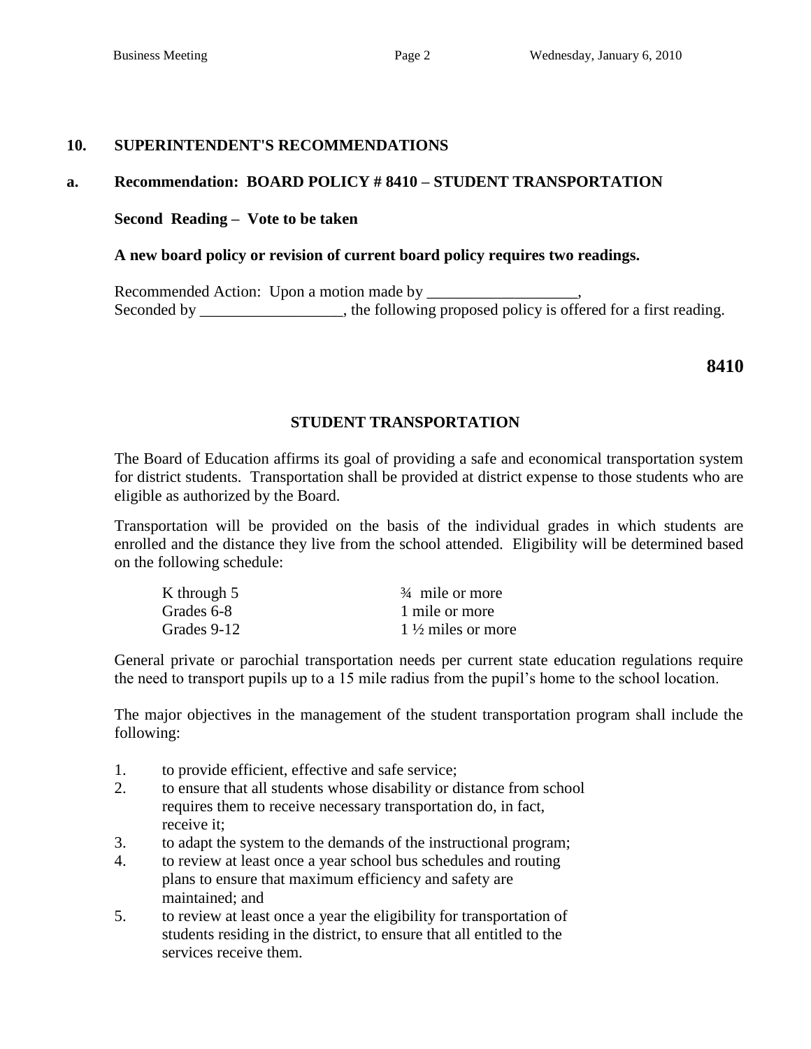## 10. SUPERINTENDENT'S RECOMMENDATIONS

### a. Recommendation: BOARD POLICY # 8410 – STUDENT TRANSPORTATION

**Second Reading – Vote to be taken**

**A new board policy or revision of current board policy requires two readings.**

Recommended Action: Upon a motion made by ___________________,
Seconded by __________________, the following proposed policy is offered for a first reading.

**8410**

**STUDENT TRANSPORTATION**

The Board of Education affirms its goal of providing a safe and economical transportation system for district students. Transportation shall be provided at district expense to those students who are eligible as authorized by the Board.

Transportation will be provided on the basis of the individual grades in which students are enrolled and the distance they live from the school attended. Eligibility will be determined based on the following schedule:

| | |
|---|---|
| K through 5 | ¾ mile or more |
| Grades 6-8 | 1 mile or more |
| Grades 9-12 | 1 ½ miles or more |

General private or parochial transportation needs per current state education regulations require the need to transport pupils up to a 15 mile radius from the pupil's home to the school location.

The major objectives in the management of the student transportation program shall include the following:

1. to provide efficient, effective and safe service;
2. to ensure that all students whose disability or distance from school requires them to receive necessary transportation do, in fact, receive it;
3. to adapt the system to the demands of the instructional program;
4. to review at least once a year school bus schedules and routing plans to ensure that maximum efficiency and safety are maintained; and
5. to review at least once a year the eligibility for transportation of students residing in the district, to ensure that all entitled to the services receive them.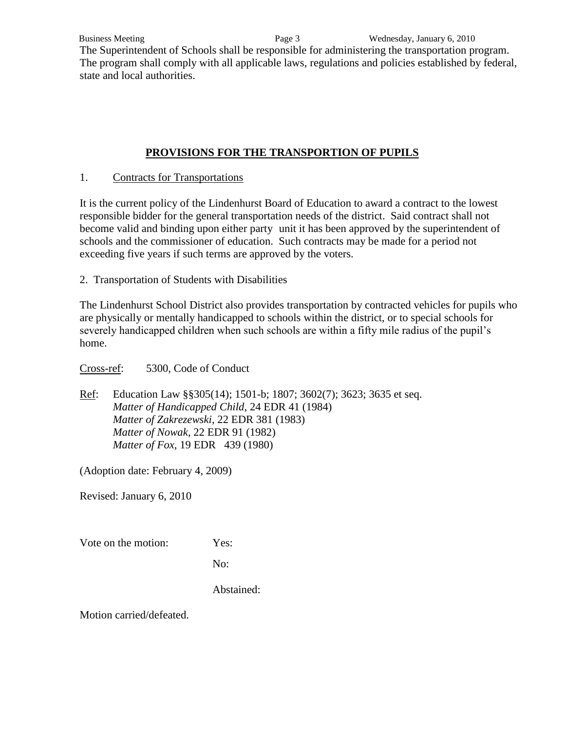The Superintendent of Schools shall be responsible for administering the transportation program. The program shall comply with all applicable laws, regulations and policies established by federal, state and local authorities.

## **PROVISIONS FOR THE TRANSPORTION OF PUPILS**

1. Contracts for Transportations

It is the current policy of the Lindenhurst Board of Education to award a contract to the lowest responsible bidder for the general transportation needs of the district. Said contract shall not become valid and binding upon either party unit it has been approved by the superintendent of schools and the commissioner of education. Such contracts may be made for a period not exceeding five years if such terms are approved by the voters.

2. Transportation of Students with Disabilities

The Lindenhurst School District also provides transportation by contracted vehicles for pupils who are physically or mentally handicapped to schools within the district, or to special schools for severely handicapped children when such schools are within a fifty mile radius of the pupil's home.

Cross-ref: 5300, Code of Conduct

Ref: Education Law §§305(14); 1501-b; 1807; 3602(7); 3623; 3635 et seq.
*Matter of Handicapped Child*, 24 EDR 41 (1984)
*Matter of Zakrezewski*, 22 EDR 381 (1983)
*Matter of Nowak*, 22 EDR 91 (1982)
*Matter of Fox*, 19 EDR 439 (1980)

(Adoption date: February 4, 2009)

Revised: January 6, 2010

Vote on the motion: Yes:

No:

Abstained:

Motion carried/defeated.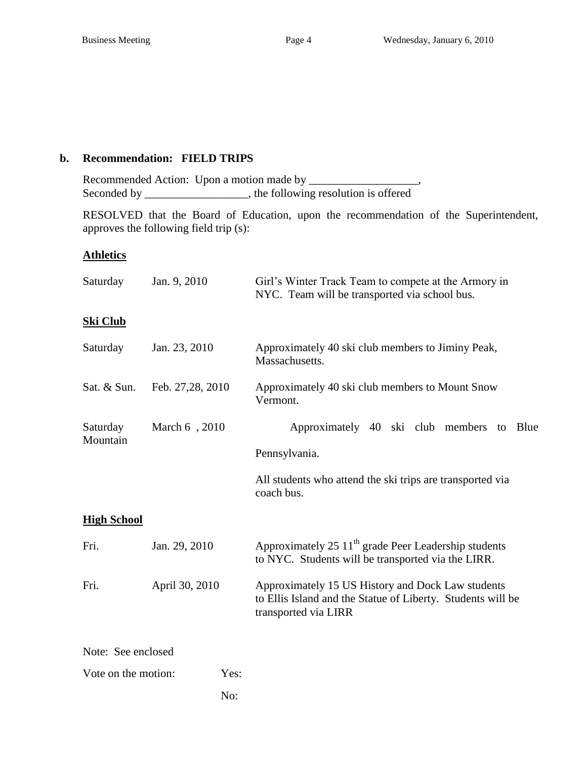**b. Recommendation: FIELD TRIPS**

Recommended Action: Upon a motion made by ___________________,
Seconded by __________________, the following resolution is offered

RESOLVED that the Board of Education, upon the recommendation of the Superintendent, approves the following field trip (s):

**<u>Athletics</u>**

| | | |
|---|---|---|
| Saturday | Jan. 9, 2010 | Girl's Winter Track Team to compete at the Armory in NYC. Team will be transported via school bus. |

**<u>Ski Club</u>**

| | | |
|---|---|---|
| Saturday | Jan. 23, 2010 | Approximately 40 ski club members to Jiminy Peak, Massachusetts. |
| Sat. & Sun. | Feb. 27,28, 2010 | Approximately 40 ski club members to Mount Snow Vermont. |
| Saturday | March 6 , 2010 | Approximately 40 ski club members to Blue Mountain Pennsylvania. |

All students who attend the ski trips are transported via coach bus.

**<u>High School</u>**

| | | |
|---|---|---|
| Fri. | Jan. 29, 2010 | Approximately 25 11th grade Peer Leadership students to NYC. Students will be transported via the LIRR. |
| Fri. | April 30, 2010 | Approximately 15 US History and Dock Law students to Ellis Island and the Statue of Liberty. Students will be transported via LIRR |

Note: See enclosed

Vote on the motion: Yes:

No: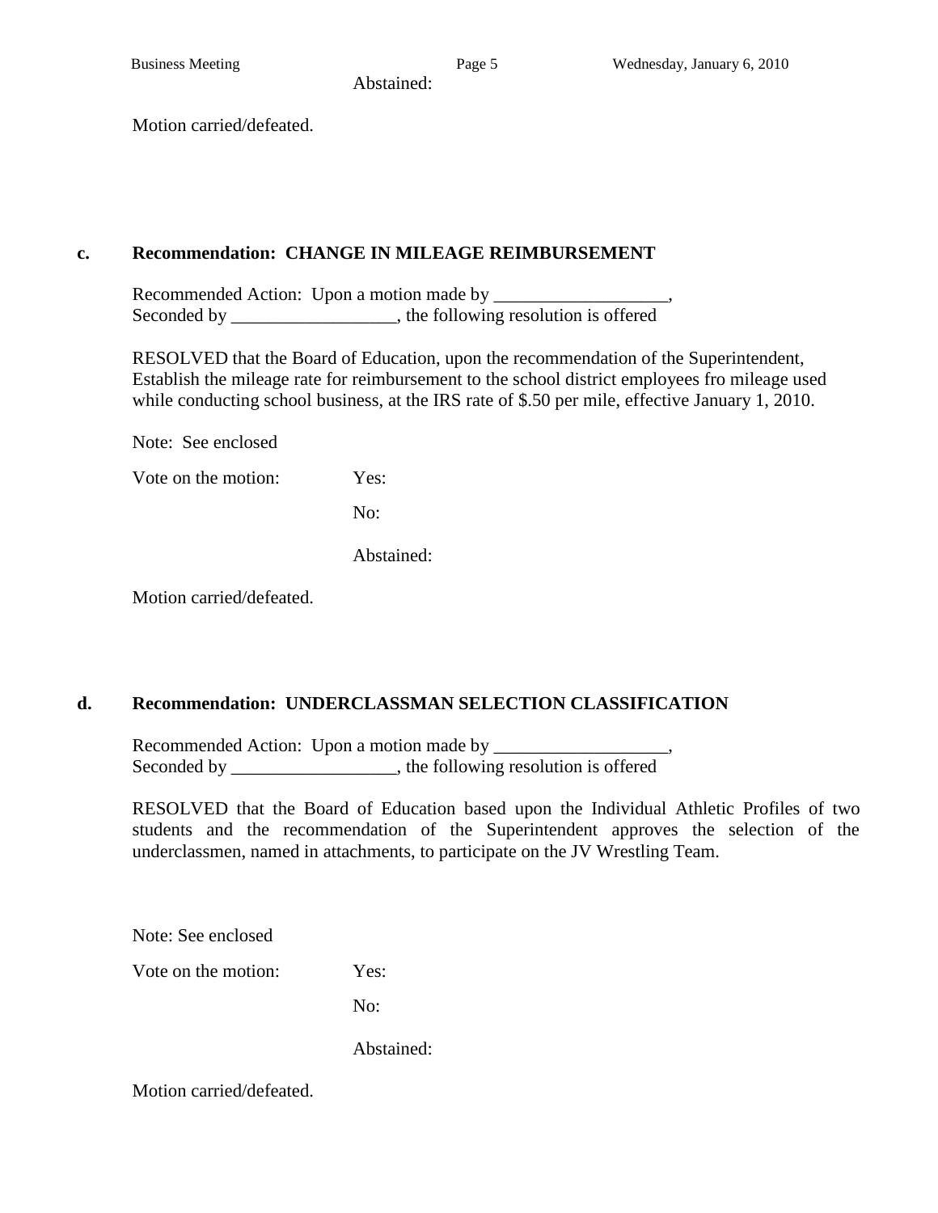Abstained:

Motion carried/defeated.

**c. Recommendation: CHANGE IN MILEAGE REIMBURSEMENT**

Recommended Action: Upon a motion made by ___________________,
Seconded by __________________, the following resolution is offered

RESOLVED that the Board of Education, upon the recommendation of the Superintendent, Establish the mileage rate for reimbursement to the school district employees fro mileage used while conducting school business, at the IRS rate of $.50 per mile, effective January 1, 2010.

Note: See enclosed

Vote on the motion: Yes:

No:

Abstained:

Motion carried/defeated.

**d. Recommendation: UNDERCLASSMAN SELECTION CLASSIFICATION**

Recommended Action: Upon a motion made by ___________________,
Seconded by __________________, the following resolution is offered

RESOLVED that the Board of Education based upon the Individual Athletic Profiles of two students and the recommendation of the Superintendent approves the selection of the underclassmen, named in attachments, to participate on the JV Wrestling Team.

Note: See enclosed

Vote on the motion: Yes:

No:

Abstained:

Motion carried/defeated.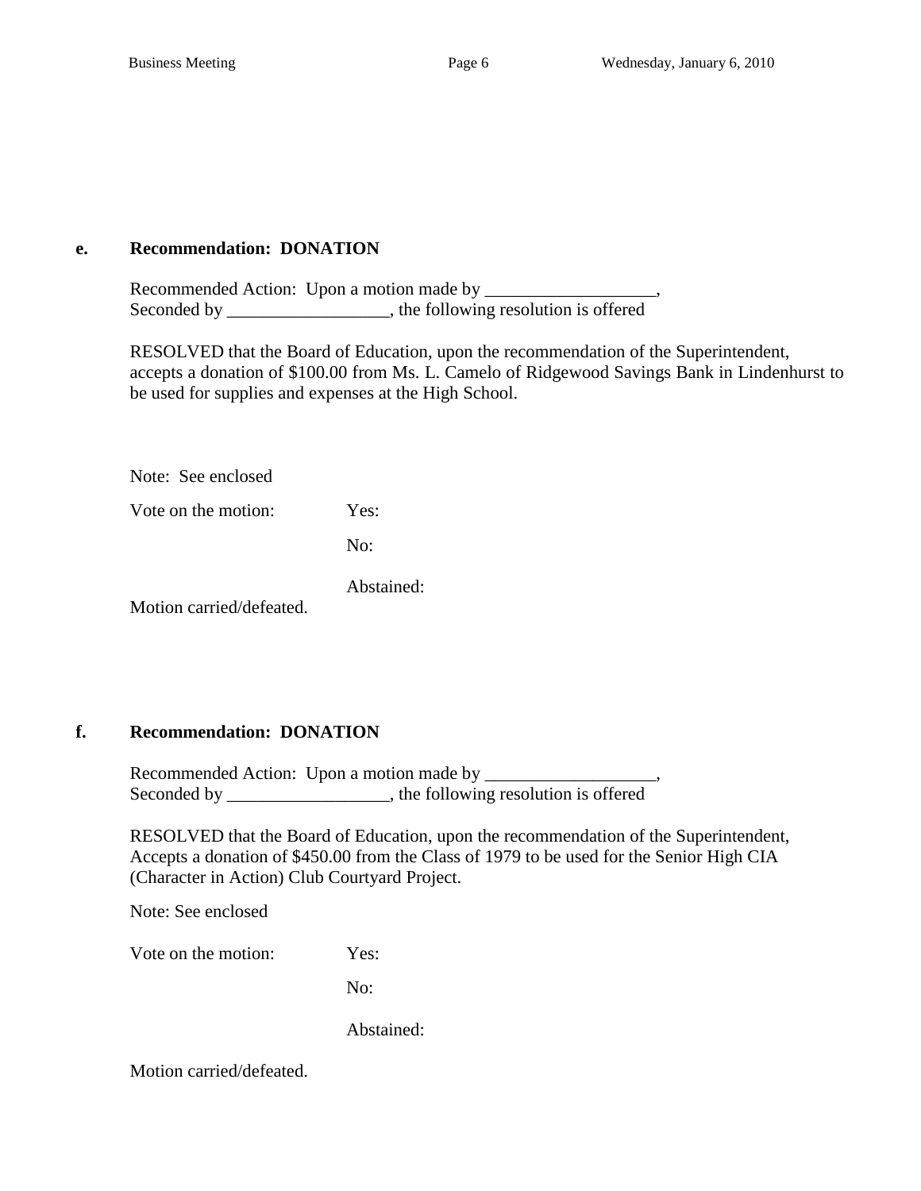**e. Recommendation: DONATION**

Recommended Action: Upon a motion made by ___________________,
Seconded by __________________, the following resolution is offered

RESOLVED that the Board of Education, upon the recommendation of the Superintendent, accepts a donation of $100.00 from Ms. L. Camelo of Ridgewood Savings Bank in Lindenhurst to be used for supplies and expenses at the High School.

Note: See enclosed

Vote on the motion: Yes:

No:

Abstained:

Motion carried/defeated.

**f. Recommendation: DONATION**

Recommended Action: Upon a motion made by ___________________,
Seconded by __________________, the following resolution is offered

RESOLVED that the Board of Education, upon the recommendation of the Superintendent, Accepts a donation of $450.00 from the Class of 1979 to be used for the Senior High CIA (Character in Action) Club Courtyard Project.

Note: See enclosed

Vote on the motion: Yes:

No:

Abstained:

Motion carried/defeated.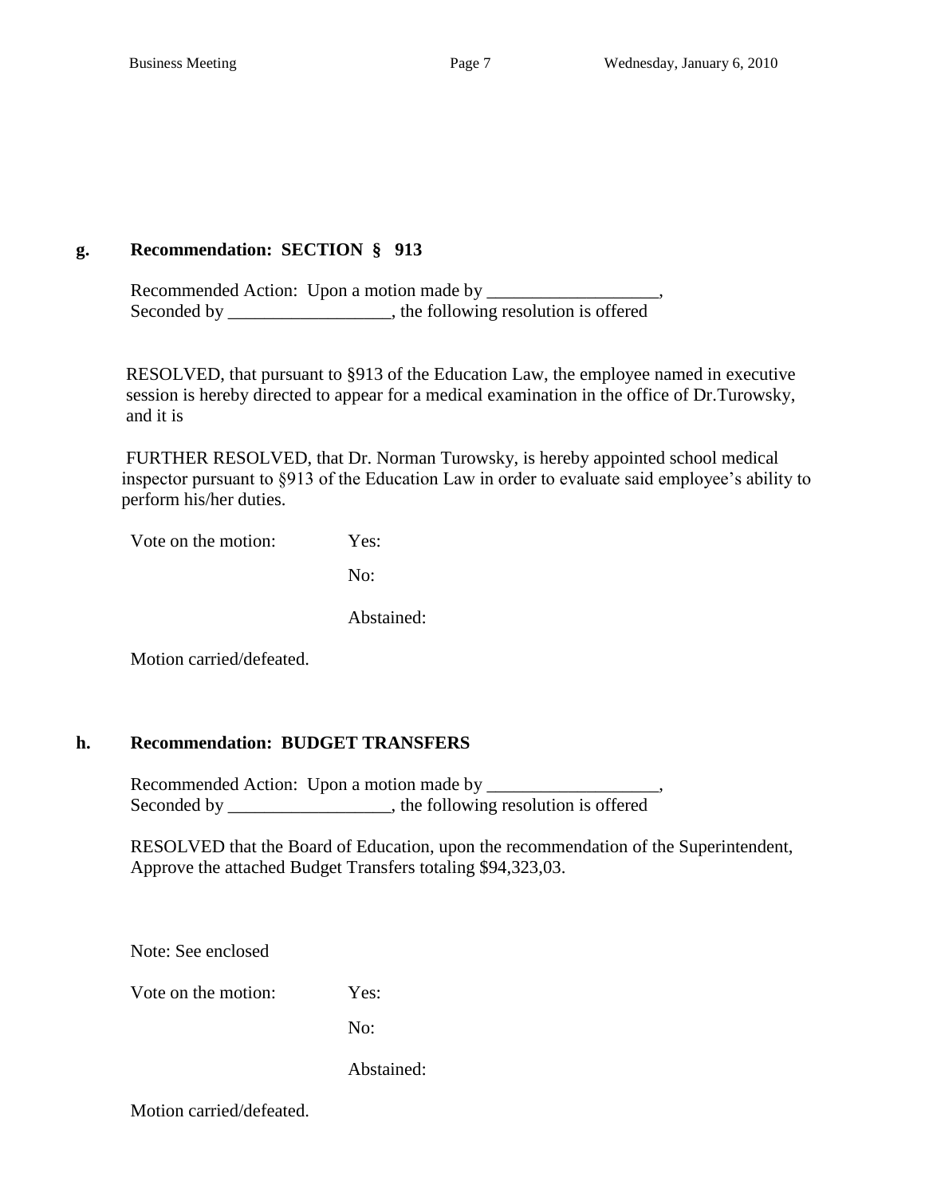**g. Recommendation: SECTION § 913**

Recommended Action: Upon a motion made by ___________________,
Seconded by __________________, the following resolution is offered

RESOLVED, that pursuant to §913 of the Education Law, the employee named in executive session is hereby directed to appear for a medical examination in the office of Dr.Turowsky, and it is

FURTHER RESOLVED, that Dr. Norman Turowsky, is hereby appointed school medical inspector pursuant to §913 of the Education Law in order to evaluate said employee's ability to perform his/her duties.

Vote on the motion: Yes:

No:

Abstained:

Motion carried/defeated.

**h. Recommendation: BUDGET TRANSFERS**

Recommended Action: Upon a motion made by ___________________,
Seconded by __________________, the following resolution is offered

RESOLVED that the Board of Education, upon the recommendation of the Superintendent, Approve the attached Budget Transfers totaling $94,323,03.

Note: See enclosed

Vote on the motion: Yes:

No:

Abstained:

Motion carried/defeated.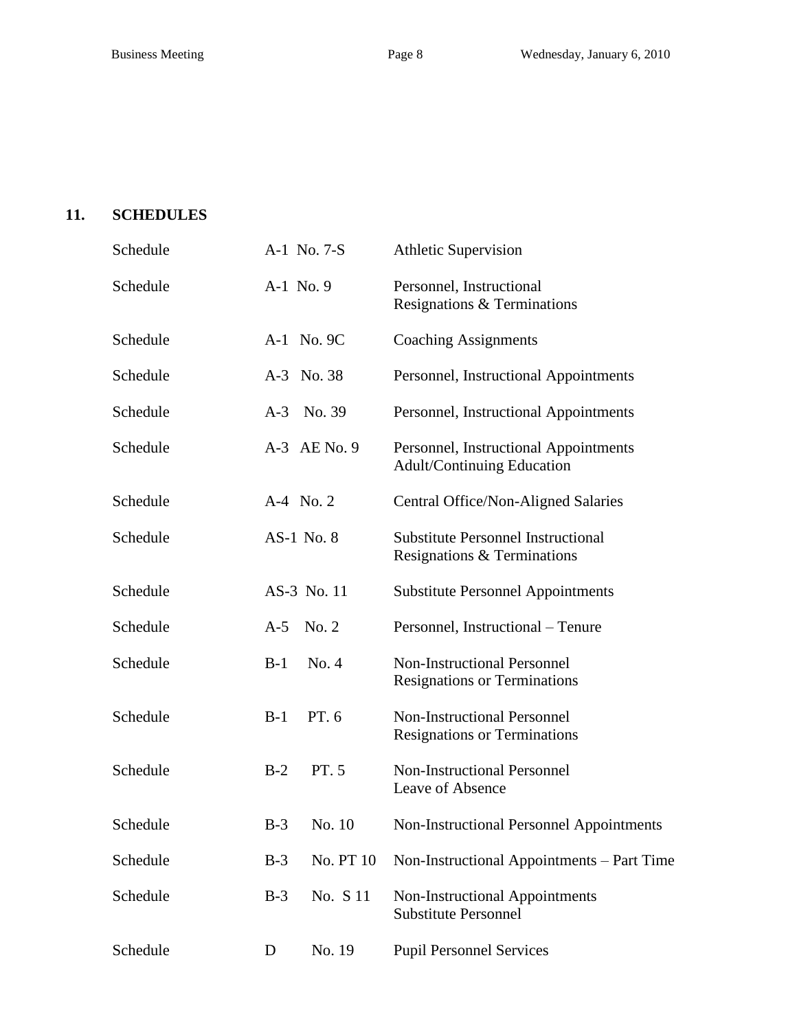## 11. SCHEDULES

| | | |
|---|---|---|
| Schedule | A-1 No. 7-S | Athletic Supervision |
| Schedule | A-1 No. 9 | Personnel, Instructional Resignations & Terminations |
| Schedule | A-1 No. 9C | Coaching Assignments |
| Schedule | A-3 No. 38 | Personnel, Instructional Appointments |
| Schedule | A-3 No. 39 | Personnel, Instructional Appointments |
| Schedule | A-3 AE No. 9 | Personnel, Instructional Appointments Adult/Continuing Education |
| Schedule | A-4 No. 2 | Central Office/Non-Aligned Salaries |
| Schedule | AS-1 No. 8 | Substitute Personnel Instructional Resignations & Terminations |
| Schedule | AS-3 No. 11 | Substitute Personnel Appointments |
| Schedule | A-5 No. 2 | Personnel, Instructional – Tenure |
| Schedule | B-1 No. 4 | Non-Instructional Personnel Resignations or Terminations |
| Schedule | B-1 PT. 6 | Non-Instructional Personnel Resignations or Terminations |
| Schedule | B-2 PT. 5 | Non-Instructional Personnel Leave of Absence |
| Schedule | B-3 No. 10 | Non-Instructional Personnel Appointments |
| Schedule | B-3 No. PT 10 | Non-Instructional Appointments – Part Time |
| Schedule | B-3 No. S 11 | Non-Instructional Appointments Substitute Personnel |
| Schedule | D No. 19 | Pupil Personnel Services |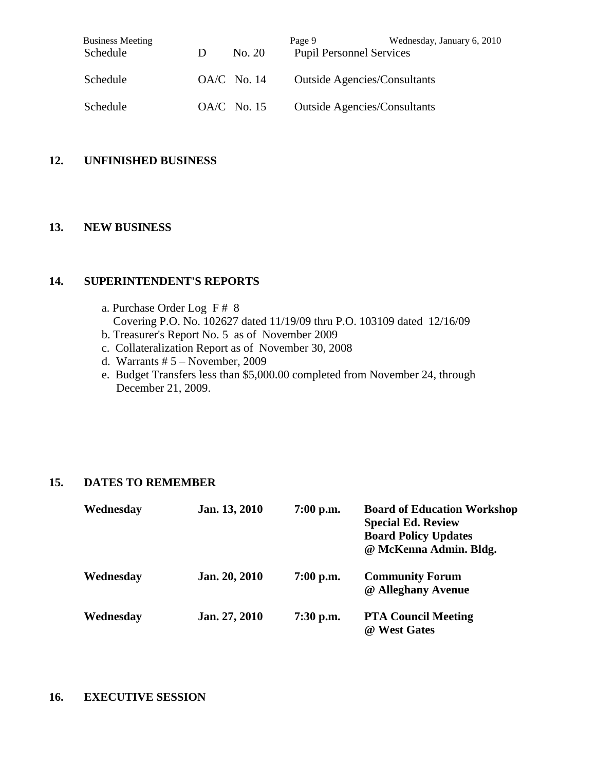| | | | |
|---|---|---|---|
| Schedule | D | No. 20 | Pupil Personnel Services |
| Schedule | OA/C | No. 14 | Outside Agencies/Consultants |
| Schedule | OA/C | No. 15 | Outside Agencies/Consultants |

## 12. UNFINISHED BUSINESS

## 13. NEW BUSINESS

## 14. SUPERINTENDENT'S REPORTS

a. Purchase Order Log F # 8
   Covering P.O. No. 102627 dated 11/19/09 thru P.O. 103109 dated 12/16/09
b. Treasurer's Report No. 5 as of November 2009
c. Collateralization Report as of November 30, 2008
d. Warrants # 5 – November, 2009
e. Budget Transfers less than $5,000.00 completed from November 24, through December 21, 2009.

## 15. DATES TO REMEMBER

| | | | |
|---|---|---|---|
| **Wednesday** | **Jan. 13, 2010** | **7:00 p.m.** | **Board of Education Workshop**<br>**Special Ed. Review**<br>**Board Policy Updates**<br>**@ McKenna Admin. Bldg.** |
| **Wednesday** | **Jan. 20, 2010** | **7:00 p.m.** | **Community Forum**<br>**@ Alleghany Avenue** |
| **Wednesday** | **Jan. 27, 2010** | **7:30 p.m.** | **PTA Council Meeting**<br>**@ West Gates** |

## 16. EXECUTIVE SESSION